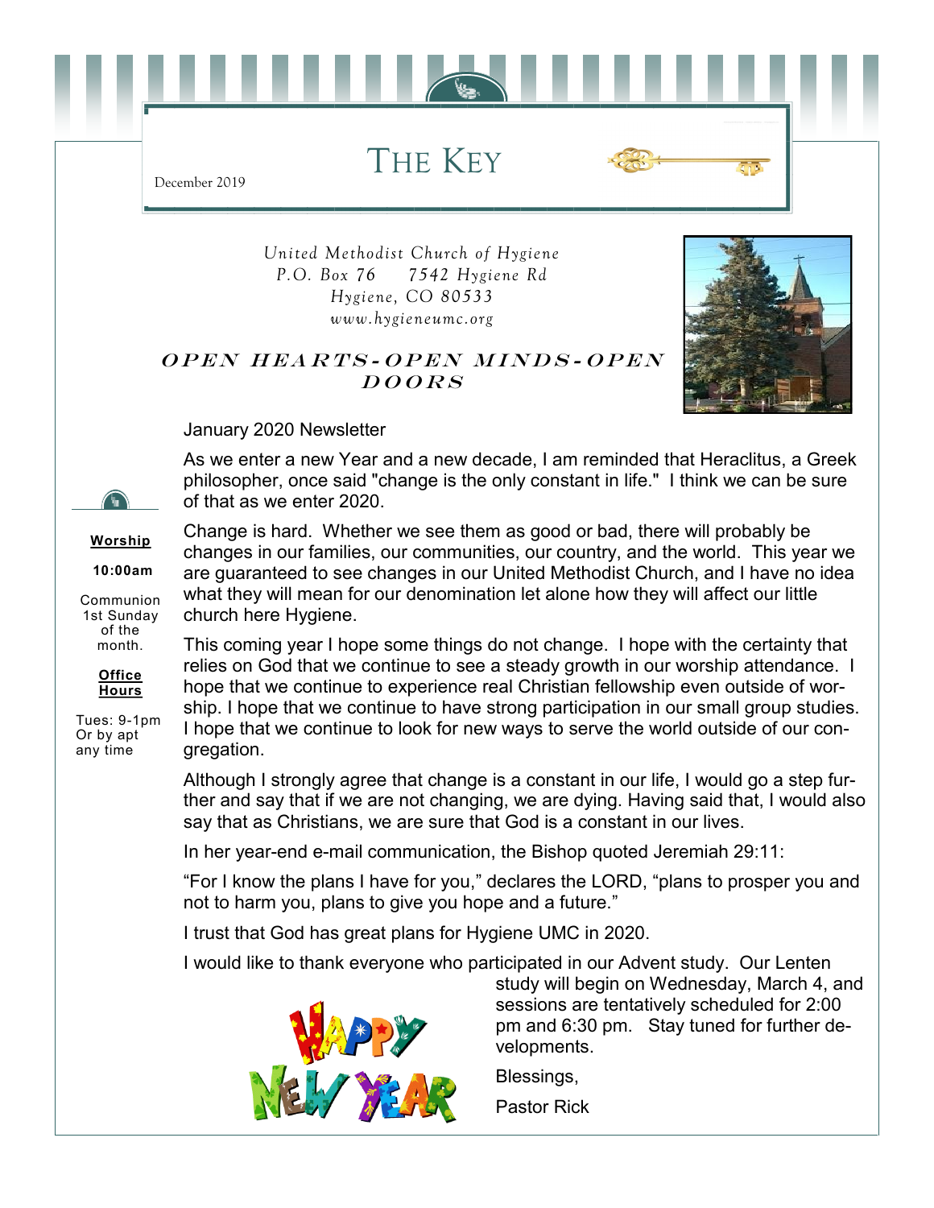# THE KEY

December 2019

*United Methodist Church of Hygiene*
*P.O. Box 76 7542 Hygiene Rd*
*Hygiene, CO 80533*
*www.hygieneumc.org*

## OPEN HEARTS-OPEN MINDS-OPEN DOORS

**Worship**

**10:00am**

Communion 1st Sunday of the month.

**Office Hours**

Tues: 9-1pm Or by apt any time

January 2020 Newsletter

As we enter a new Year and a new decade, I am reminded that Heraclitus, a Greek philosopher, once said "change is the only constant in life." I think we can be sure of that as we enter 2020.

Change is hard. Whether we see them as good or bad, there will probably be changes in our families, our communities, our country, and the world. This year we are guaranteed to see changes in our United Methodist Church, and I have no idea what they will mean for our denomination let alone how they will affect our little church here Hygiene.

This coming year I hope some things do not change. I hope with the certainty that relies on God that we continue to see a steady growth in our worship attendance. I hope that we continue to experience real Christian fellowship even outside of worship. I hope that we continue to have strong participation in our small group studies. I hope that we continue to look for new ways to serve the world outside of our congregation.

Although I strongly agree that change is a constant in our life, I would go a step further and say that if we are not changing, we are dying. Having said that, I would also say that as Christians, we are sure that God is a constant in our lives.

In her year-end e-mail communication, the Bishop quoted Jeremiah 29:11:

"For I know the plans I have for you," declares the LORD, "plans to prosper you and not to harm you, plans to give you hope and a future."

I trust that God has great plans for Hygiene UMC in 2020.

I would like to thank everyone who participated in our Advent study. Our Lenten study will begin on Wednesday, March 4, and sessions are tentatively scheduled for 2:00 pm and 6:30 pm. Stay tuned for further developments.

Blessings,

Pastor Rick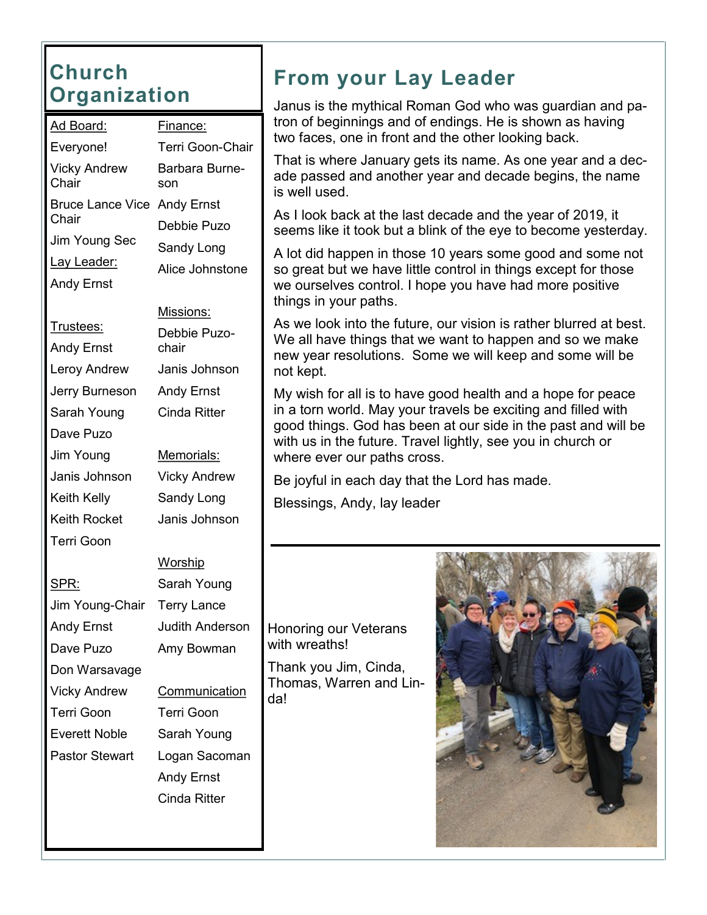## Church Organization

Ad Board:

Everyone!

Vicky Andrew Chair

Bruce Lance Vice Chair

Jim Young Sec

Lay Leader:

Andy Ernst

Trustees:

Andy Ernst

Leroy Andrew

Jerry Burneson

Sarah Young

Dave Puzo

Jim Young

Janis Johnson

Keith Kelly

Keith Rocket

Terri Goon

SPR:

Jim Young-Chair

Andy Ernst

Dave Puzo

Don Warsavage

Vicky Andrew

Terri Goon

Everett Noble

Pastor Stewart

Finance:

Terri Goon-Chair

Barbara Burneson

Andy Ernst

Debbie Puzo

Sandy Long

Alice Johnstone

Missions:

Debbie Puzo-chair

Janis Johnson

Andy Ernst

Cinda Ritter

Memorials:

Vicky Andrew

Sandy Long

Janis Johnson

Worship

Sarah Young

Terry Lance

Judith Anderson

Amy Bowman

Communication

Terri Goon

Sarah Young

Logan Sacoman

Andy Ernst

Cinda Ritter

## From your Lay Leader

Janus is the mythical Roman God who was guardian and patron of beginnings and of endings. He is shown as having two faces, one in front and the other looking back.

That is where January gets its name. As one year and a decade passed and another year and decade begins, the name is well used.

As I look back at the last decade and the year of 2019, it seems like it took but a blink of the eye to become yesterday.

A lot did happen in those 10 years some good and some not so great but we have little control in things except for those we ourselves control. I hope you have had more positive things in your paths.

As we look into the future, our vision is rather blurred at best. We all have things that we want to happen and so we make new year resolutions. Some we will keep and some will be not kept.

My wish for all is to have good health and a hope for peace in a torn world. May your travels be exciting and filled with good things. God has been at our side in the past and will be with us in the future. Travel lightly, see you in church or where ever our paths cross.

Be joyful in each day that the Lord has made.

Blessings, Andy, lay leader

Honoring our Veterans with wreaths!

Thank you Jim, Cinda, Thomas, Warren and Linda!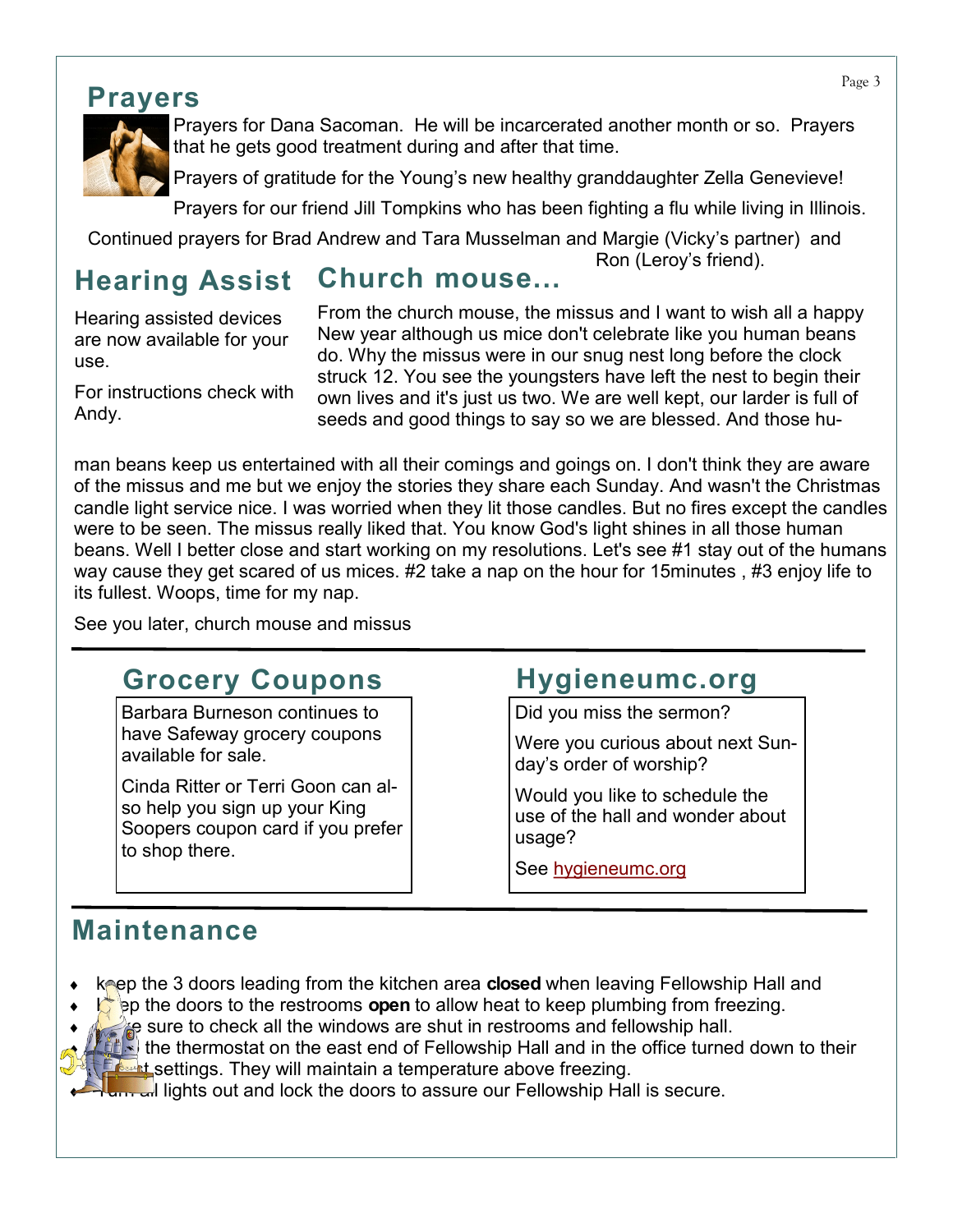## Prayers

Prayers for Dana Sacoman. He will be incarcerated another month or so. Prayers that he gets good treatment during and after that time.

Prayers of gratitude for the Young's new healthy granddaughter Zella Genevieve!

Prayers for our friend Jill Tompkins who has been fighting a flu while living in Illinois.

Continued prayers for Brad Andrew and Tara Musselman and Margie (Vicky's partner) and Ron (Leroy's friend).

## Hearing Assist

Hearing assisted devices are now available for your use.

For instructions check with Andy.

## Church mouse...

From the church mouse, the missus and I want to wish all a happy New year although us mice don't celebrate like you human beans do. Why the missus were in our snug nest long before the clock struck 12. You see the youngsters have left the nest to begin their own lives and it's just us two. We are well kept, our larder is full of seeds and good things to say so we are blessed. And those human beans keep us entertained with all their comings and goings on. I don't think they are aware of the missus and me but we enjoy the stories they share each Sunday. And wasn't the Christmas candle light service nice. I was worried when they lit those candles. But no fires except the candles were to be seen. The missus really liked that. You know God's light shines in all those human beans. Well I better close and start working on my resolutions. Let's see #1 stay out of the humans way cause they get scared of us mices. #2 take a nap on the hour for 15minutes , #3 enjoy life to its fullest. Woops, time for my nap.

See you later, church mouse and missus

## Grocery Coupons

Barbara Burneson continues to have Safeway grocery coupons available for sale.

Cinda Ritter or Terri Goon can also help you sign up your King Soopers coupon card if you prefer to shop there.

## Hygieneumc.org

Did you miss the sermon?

Were you curious about next Sunday's order of worship?

Would you like to schedule the use of the hall and wonder about usage?

See hygieneumc.org

## Maintenance

- keep the 3 doors leading from the kitchen area **closed** when leaving Fellowship Hall and
- keep the doors to the restrooms **open** to allow heat to keep plumbing from freezing.
- Make sure to check all the windows are shut in restrooms and fellowship hall.
- Set the thermostat on the east end of Fellowship Hall and in the office turned down to their lowest settings. They will maintain a temperature above freezing.
- Turn all lights out and lock the doors to assure our Fellowship Hall is secure.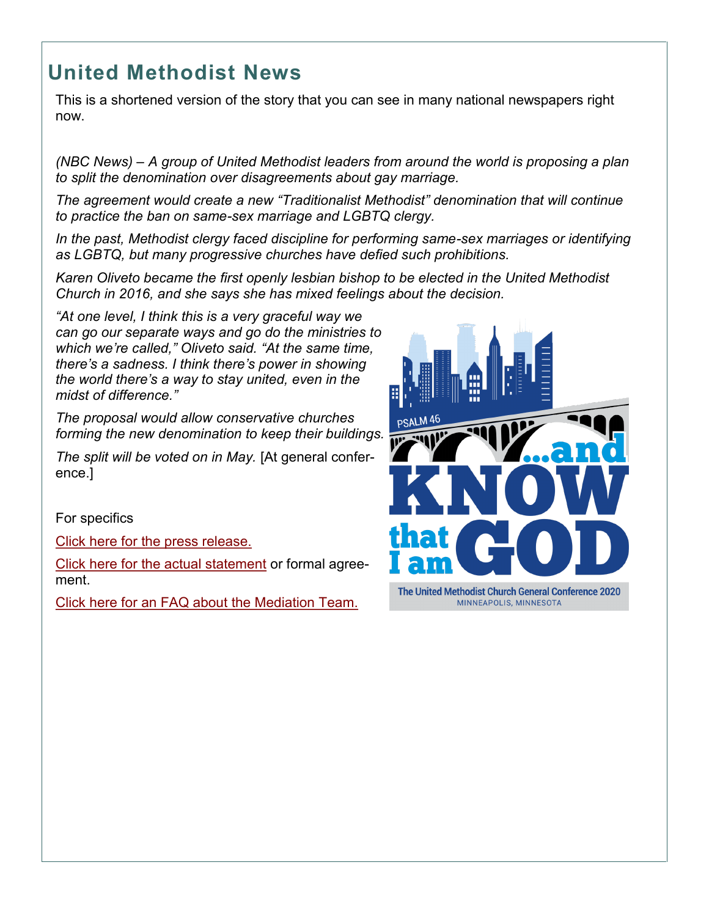## United Methodist News

This is a shortened version of the story that you can see in many national newspapers right now.

*(NBC News) – A group of United Methodist leaders from around the world is proposing a plan to split the denomination over disagreements about gay marriage.*

*The agreement would create a new "Traditionalist Methodist" denomination that will continue to practice the ban on same-sex marriage and LGBTQ clergy.*

*In the past, Methodist clergy faced discipline for performing same-sex marriages or identifying as LGBTQ, but many progressive churches have defied such prohibitions.*

*Karen Oliveto became the first openly lesbian bishop to be elected in the United Methodist Church in 2016, and she says she has mixed feelings about the decision.*

*"At one level, I think this is a very graceful way we can go our separate ways and go do the ministries to which we're called," Oliveto said. "At the same time, there's a sadness. I think there's power in showing the world there's a way to stay united, even in the midst of difference."*

*The proposal would allow conservative churches forming the new denomination to keep their buildings.*

*The split will be voted on in May.* [At general conference.]

For specifics

Click here for the press release.

Click here for the actual statement or formal agreement.

Click here for an FAQ about the Mediation Team.

PSALM 46 ...and KNOW that I am GOD

The United Methodist Church General Conference 2020
MINNEAPOLIS, MINNESOTA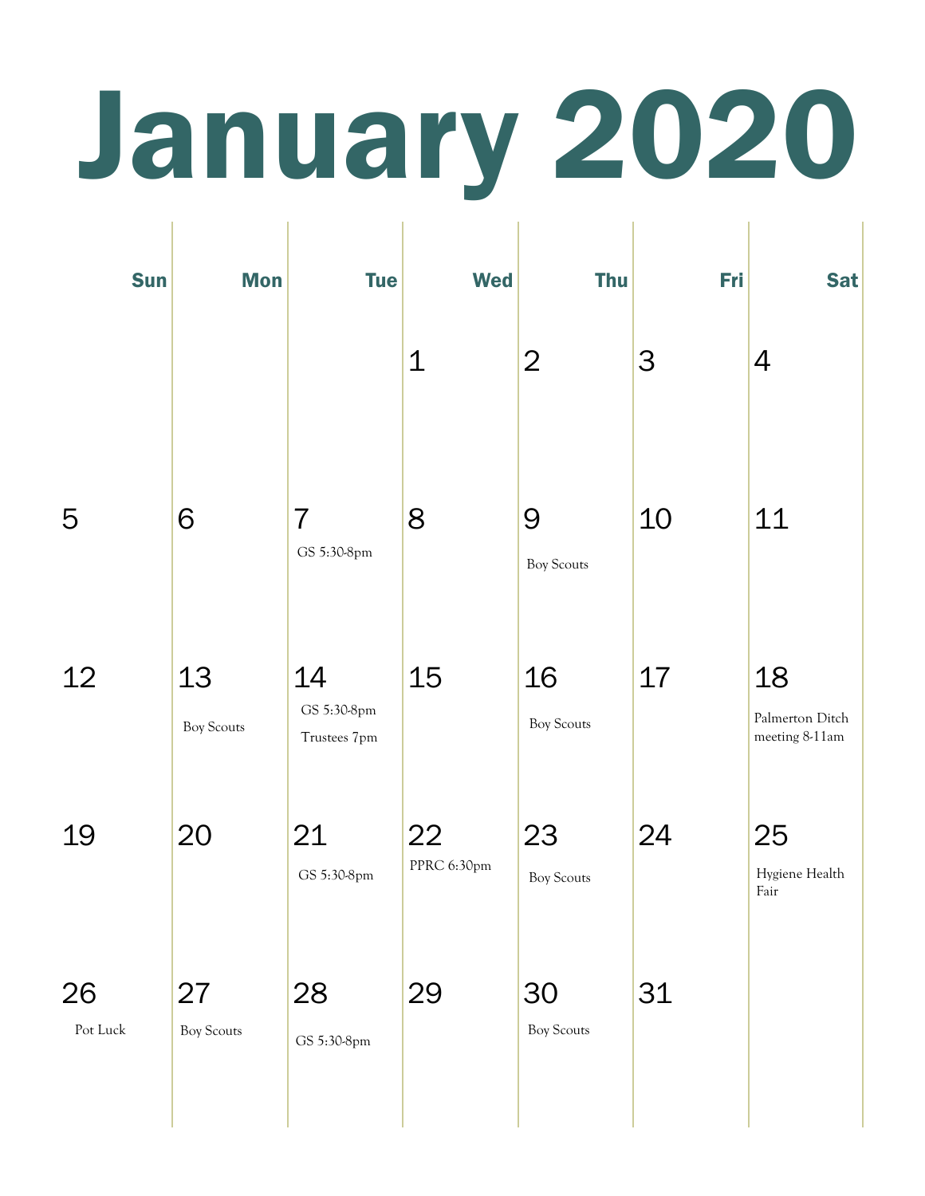# January 2020

| Sun | Mon | Tue | Wed | Thu | Fri | Sat |
|---|---|---|---|---|---|---|
| | | | 1 | 2 | 3 | 4 |
| 5 | 6 | 7<br>GS 5:30-8pm | 8 | 9<br>Boy Scouts | 10 | 11 |
| 12 | 13<br>Boy Scouts | 14<br>GS 5:30-8pm<br>Trustees 7pm | 15 | 16<br>Boy Scouts | 17 | 18<br>Palmerton Ditch meeting 8-11am |
| 19 | 20 | 21<br>GS 5:30-8pm | 22<br>PPRC 6:30pm | 23<br>Boy Scouts | 24 | 25<br>Hygiene Health Fair |
| 26<br>Pot Luck | 27<br>Boy Scouts | 28<br>GS 5:30-8pm | 29 | 30<br>Boy Scouts | 31 | |